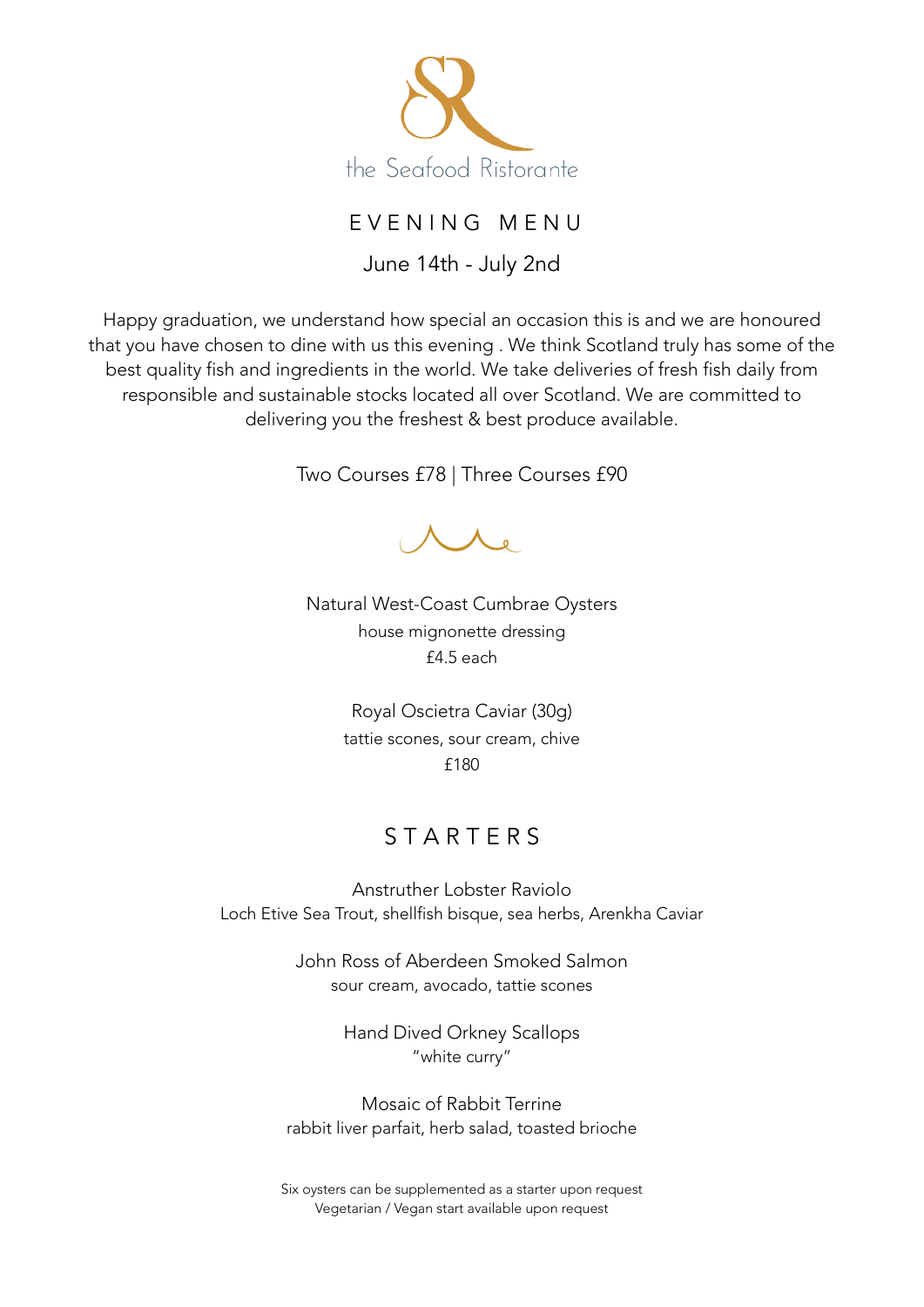the Seafood Ristorante

# EVENING MENU

June 14th - July 2nd

Happy graduation, we understand how special an occasion this is and we are honoured that you have chosen to dine with us this evening . We think Scotland truly has some of the best quality fish and ingredients in the world. We take deliveries of fresh fish daily from responsible and sustainable stocks located all over Scotland. We are committed to delivering you the freshest & best produce available.

Two Courses £78 | Three Courses £90

Natural West-Coast Cumbrae Oysters
house mignonette dressing
£4.5 each

Royal Oscietra Caviar (30g)
tattie scones, sour cream, chive
£180

## STARTERS

Anstruther Lobster Raviolo
Loch Etive Sea Trout, shellfish bisque, sea herbs, Arenkha Caviar

John Ross of Aberdeen Smoked Salmon
sour cream, avocado, tattie scones

Hand Dived Orkney Scallops
"white curry"

Mosaic of Rabbit Terrine
rabbit liver parfait, herb salad, toasted brioche

Six oysters can be supplemented as a starter upon request
Vegetarian / Vegan start available upon request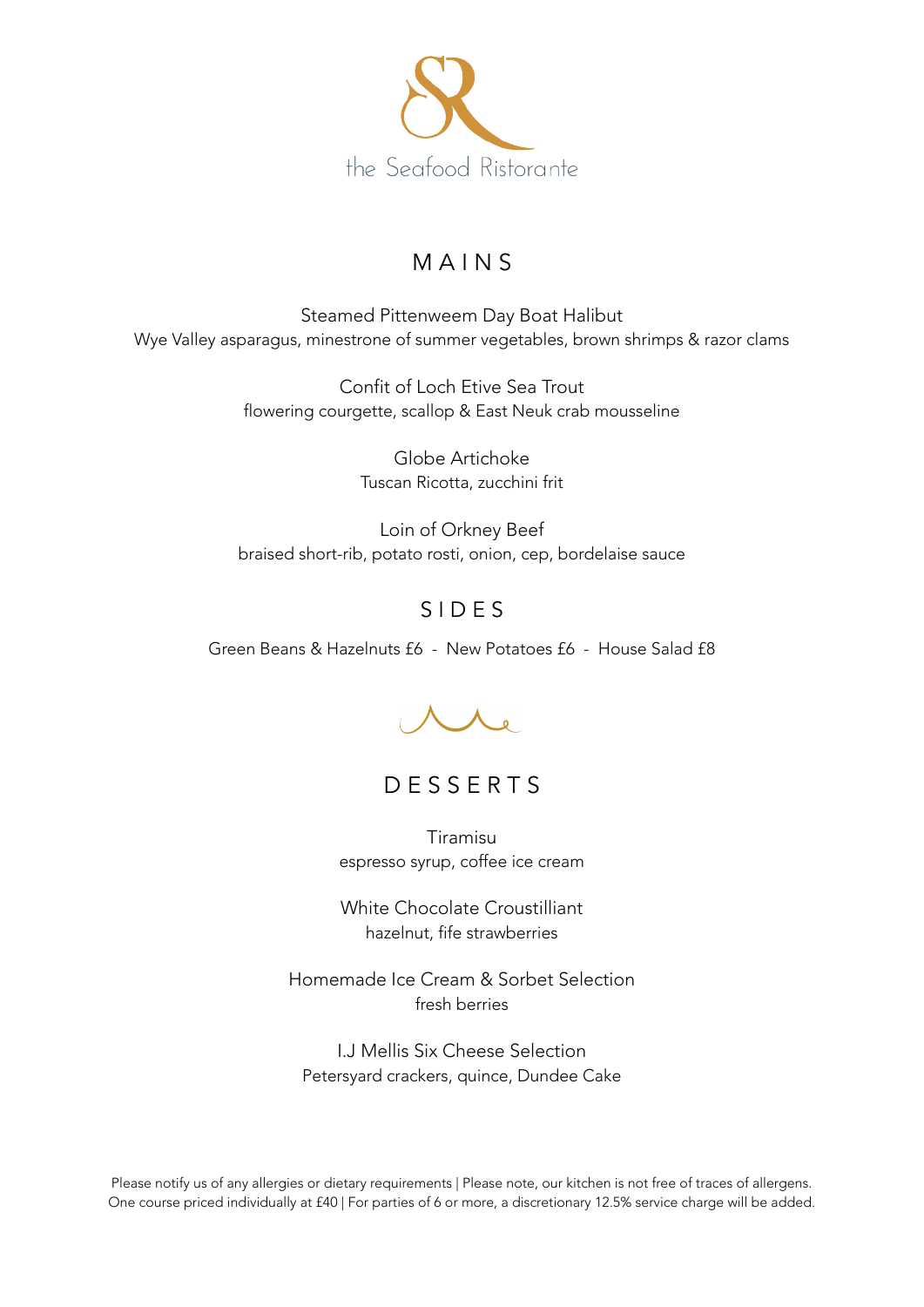the Seafood Ristorante

# MAINS

Steamed Pittenweem Day Boat Halibut
Wye Valley asparagus, minestrone of summer vegetables, brown shrimps & razor clams

Confit of Loch Etive Sea Trout
flowering courgette, scallop & East Neuk crab mousseline

Globe Artichoke
Tuscan Ricotta, zucchini frit

Loin of Orkney Beef
braised short-rib, potato rosti, onion, cep, bordelaise sauce

# SIDES

Green Beans & Hazelnuts £6 - New Potatoes £6 - House Salad £8

# DESSERTS

Tiramisu
espresso syrup, coffee ice cream

White Chocolate Croustilliant
hazelnut, fife strawberries

Homemade Ice Cream & Sorbet Selection
fresh berries

I.J Mellis Six Cheese Selection
Petersyard crackers, quince, Dundee Cake

Please notify us of any allergies or dietary requirements | Please note, our kitchen is not free of traces of allergens.
One course priced individually at £40 | For parties of 6 or more, a discretionary 12.5% service charge will be added.